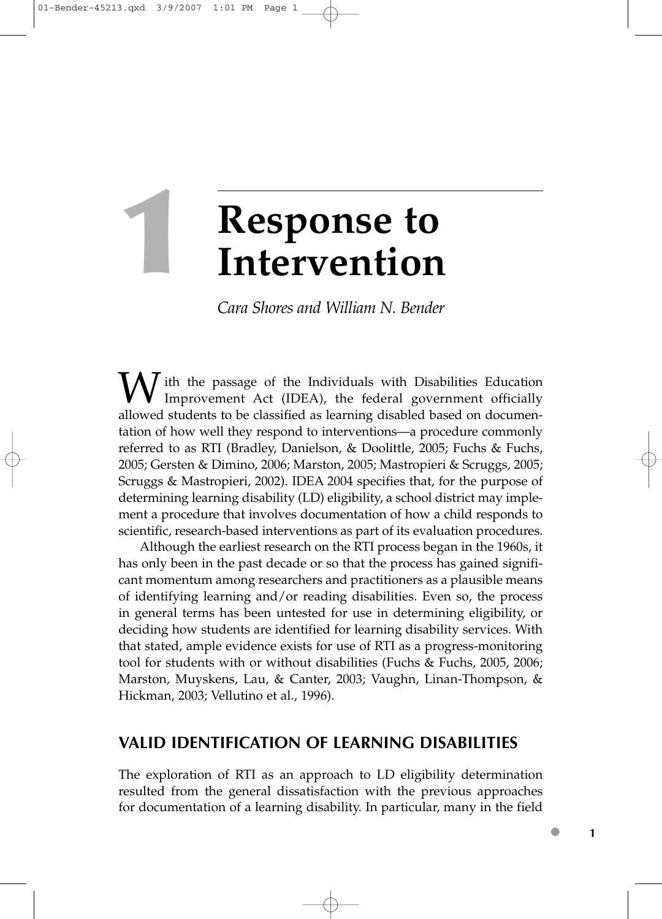# 1 Response to Intervention

*Cara Shores and William N. Bender*

With the passage of the Individuals with Disabilities Education Improvement Act (IDEA), the federal government officially allowed students to be classified as learning disabled based on documentation of how well they respond to interventions—a procedure commonly referred to as RTI (Bradley, Danielson, & Doolittle, 2005; Fuchs & Fuchs, 2005; Gersten & Dimino, 2006; Marston, 2005; Mastropieri & Scruggs, 2005; Scruggs & Mastropieri, 2002). IDEA 2004 specifies that, for the purpose of determining learning disability (LD) eligibility, a school district may implement a procedure that involves documentation of how a child responds to scientific, research-based interventions as part of its evaluation procedures.

Although the earliest research on the RTI process began in the 1960s, it has only been in the past decade or so that the process has gained significant momentum among researchers and practitioners as a plausible means of identifying learning and/or reading disabilities. Even so, the process in general terms has been untested for use in determining eligibility, or deciding how students are identified for learning disability services. With that stated, ample evidence exists for use of RTI as a progress-monitoring tool for students with or without disabilities (Fuchs & Fuchs, 2005, 2006; Marston, Muyskens, Lau, & Canter, 2003; Vaughn, Linan-Thompson, & Hickman, 2003; Vellutino et al., 1996).

## VALID IDENTIFICATION OF LEARNING DISABILITIES

The exploration of RTI as an approach to LD eligibility determination resulted from the general dissatisfaction with the previous approaches for documentation of a learning disability. In particular, many in the field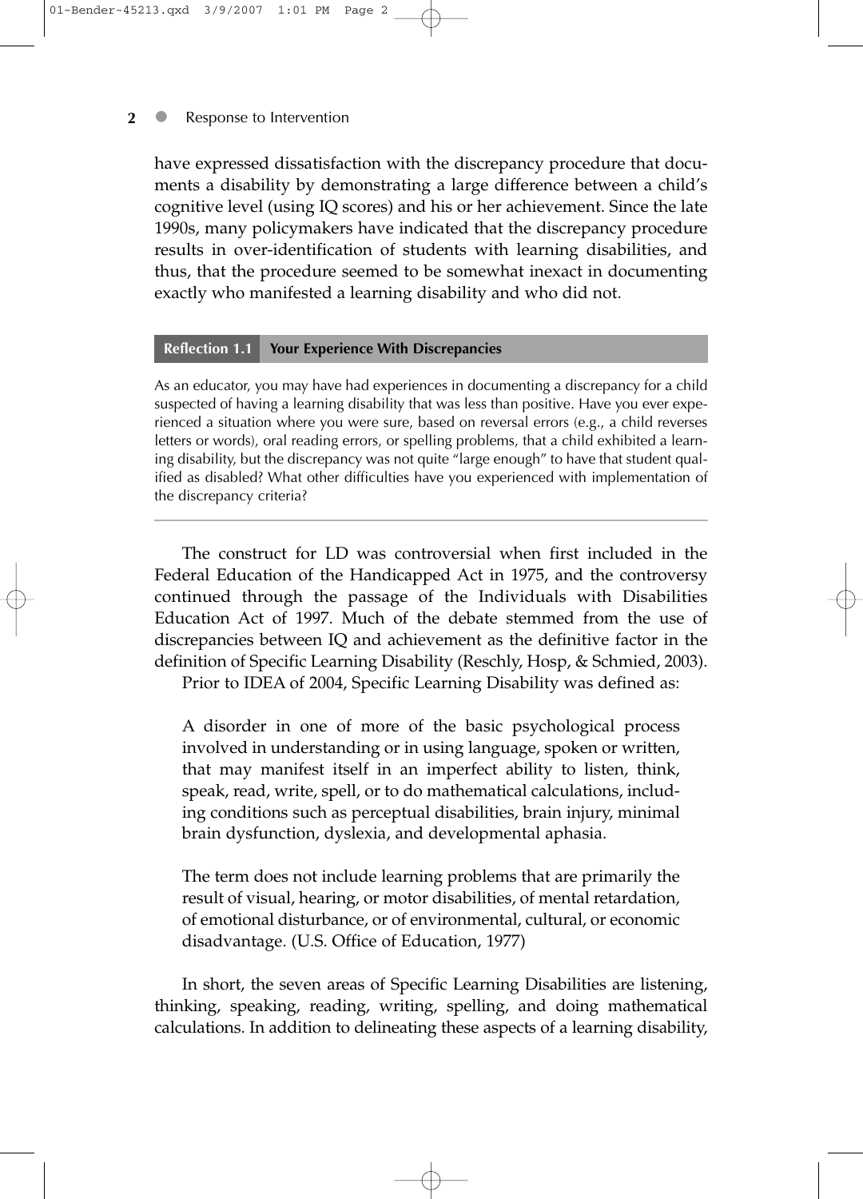have expressed dissatisfaction with the discrepancy procedure that documents a disability by demonstrating a large difference between a child's cognitive level (using IQ scores) and his or her achievement. Since the late 1990s, many policymakers have indicated that the discrepancy procedure results in over-identification of students with learning disabilities, and thus, that the procedure seemed to be somewhat inexact in documenting exactly who manifested a learning disability and who did not.

**Reflection 1.1 Your Experience With Discrepancies**

As an educator, you may have had experiences in documenting a discrepancy for a child suspected of having a learning disability that was less than positive. Have you ever experienced a situation where you were sure, based on reversal errors (e.g., a child reverses letters or words), oral reading errors, or spelling problems, that a child exhibited a learning disability, but the discrepancy was not quite "large enough" to have that student qualified as disabled? What other difficulties have you experienced with implementation of the discrepancy criteria?

---

The construct for LD was controversial when first included in the Federal Education of the Handicapped Act in 1975, and the controversy continued through the passage of the Individuals with Disabilities Education Act of 1997. Much of the debate stemmed from the use of discrepancies between IQ and achievement as the definitive factor in the definition of Specific Learning Disability (Reschly, Hosp, & Schmied, 2003).

Prior to IDEA of 2004, Specific Learning Disability was defined as:

> A disorder in one of more of the basic psychological process involved in understanding or in using language, spoken or written, that may manifest itself in an imperfect ability to listen, think, speak, read, write, spell, or to do mathematical calculations, including conditions such as perceptual disabilities, brain injury, minimal brain dysfunction, dyslexia, and developmental aphasia.
>
> The term does not include learning problems that are primarily the result of visual, hearing, or motor disabilities, of mental retardation, of emotional disturbance, or of environmental, cultural, or economic disadvantage. (U.S. Office of Education, 1977)

In short, the seven areas of Specific Learning Disabilities are listening, thinking, speaking, reading, writing, spelling, and doing mathematical calculations. In addition to delineating these aspects of a learning disability,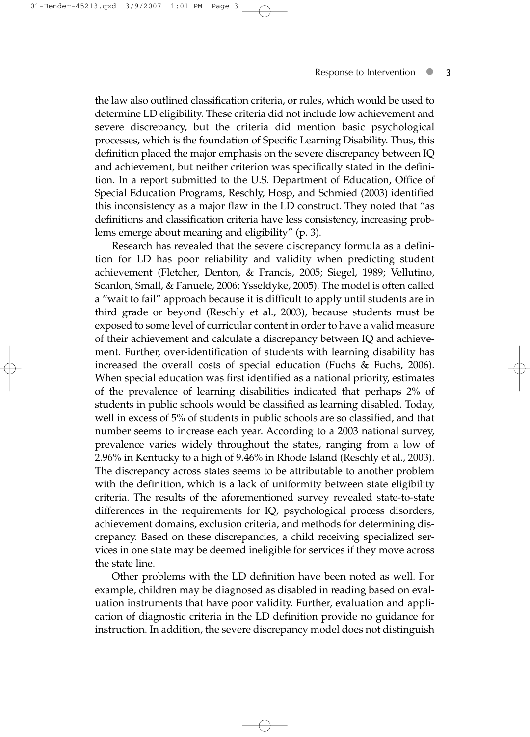the law also outlined classification criteria, or rules, which would be used to determine LD eligibility. These criteria did not include low achievement and severe discrepancy, but the criteria did mention basic psychological processes, which is the foundation of Specific Learning Disability. Thus, this definition placed the major emphasis on the severe discrepancy between IQ and achievement, but neither criterion was specifically stated in the definition. In a report submitted to the U.S. Department of Education, Office of Special Education Programs, Reschly, Hosp, and Schmied (2003) identified this inconsistency as a major flaw in the LD construct. They noted that "as definitions and classification criteria have less consistency, increasing problems emerge about meaning and eligibility" (p. 3).

Research has revealed that the severe discrepancy formula as a definition for LD has poor reliability and validity when predicting student achievement (Fletcher, Denton, & Francis, 2005; Siegel, 1989; Vellutino, Scanlon, Small, & Fanuele, 2006; Ysseldyke, 2005). The model is often called a "wait to fail" approach because it is difficult to apply until students are in third grade or beyond (Reschly et al., 2003), because students must be exposed to some level of curricular content in order to have a valid measure of their achievement and calculate a discrepancy between IQ and achievement. Further, over-identification of students with learning disability has increased the overall costs of special education (Fuchs & Fuchs, 2006). When special education was first identified as a national priority, estimates of the prevalence of learning disabilities indicated that perhaps 2% of students in public schools would be classified as learning disabled. Today, well in excess of 5% of students in public schools are so classified, and that number seems to increase each year. According to a 2003 national survey, prevalence varies widely throughout the states, ranging from a low of 2.96% in Kentucky to a high of 9.46% in Rhode Island (Reschly et al., 2003). The discrepancy across states seems to be attributable to another problem with the definition, which is a lack of uniformity between state eligibility criteria. The results of the aforementioned survey revealed state-to-state differences in the requirements for IQ, psychological process disorders, achievement domains, exclusion criteria, and methods for determining discrepancy. Based on these discrepancies, a child receiving specialized services in one state may be deemed ineligible for services if they move across the state line.

Other problems with the LD definition have been noted as well. For example, children may be diagnosed as disabled in reading based on evaluation instruments that have poor validity. Further, evaluation and application of diagnostic criteria in the LD definition provide no guidance for instruction. In addition, the severe discrepancy model does not distinguish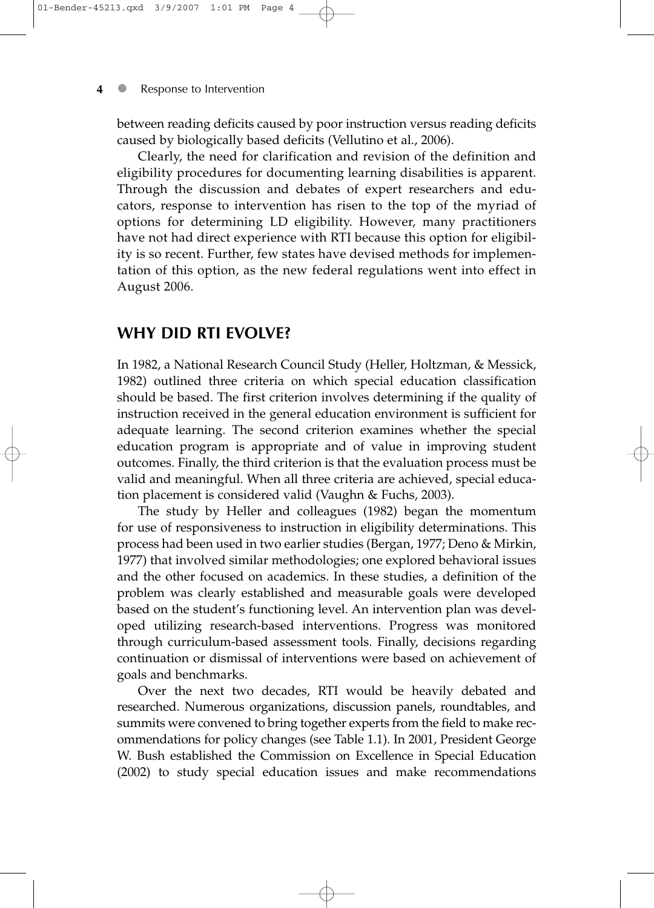between reading deficits caused by poor instruction versus reading deficits caused by biologically based deficits (Vellutino et al., 2006).

Clearly, the need for clarification and revision of the definition and eligibility procedures for documenting learning disabilities is apparent. Through the discussion and debates of expert researchers and educators, response to intervention has risen to the top of the myriad of options for determining LD eligibility. However, many practitioners have not had direct experience with RTI because this option for eligibility is so recent. Further, few states have devised methods for implementation of this option, as the new federal regulations went into effect in August 2006.

## WHY DID RTI EVOLVE?

In 1982, a National Research Council Study (Heller, Holtzman, & Messick, 1982) outlined three criteria on which special education classification should be based. The first criterion involves determining if the quality of instruction received in the general education environment is sufficient for adequate learning. The second criterion examines whether the special education program is appropriate and of value in improving student outcomes. Finally, the third criterion is that the evaluation process must be valid and meaningful. When all three criteria are achieved, special education placement is considered valid (Vaughn & Fuchs, 2003).

The study by Heller and colleagues (1982) began the momentum for use of responsiveness to instruction in eligibility determinations. This process had been used in two earlier studies (Bergan, 1977; Deno & Mirkin, 1977) that involved similar methodologies; one explored behavioral issues and the other focused on academics. In these studies, a definition of the problem was clearly established and measurable goals were developed based on the student's functioning level. An intervention plan was developed utilizing research-based interventions. Progress was monitored through curriculum-based assessment tools. Finally, decisions regarding continuation or dismissal of interventions were based on achievement of goals and benchmarks.

Over the next two decades, RTI would be heavily debated and researched. Numerous organizations, discussion panels, roundtables, and summits were convened to bring together experts from the field to make recommendations for policy changes (see Table 1.1). In 2001, President George W. Bush established the Commission on Excellence in Special Education (2002) to study special education issues and make recommendations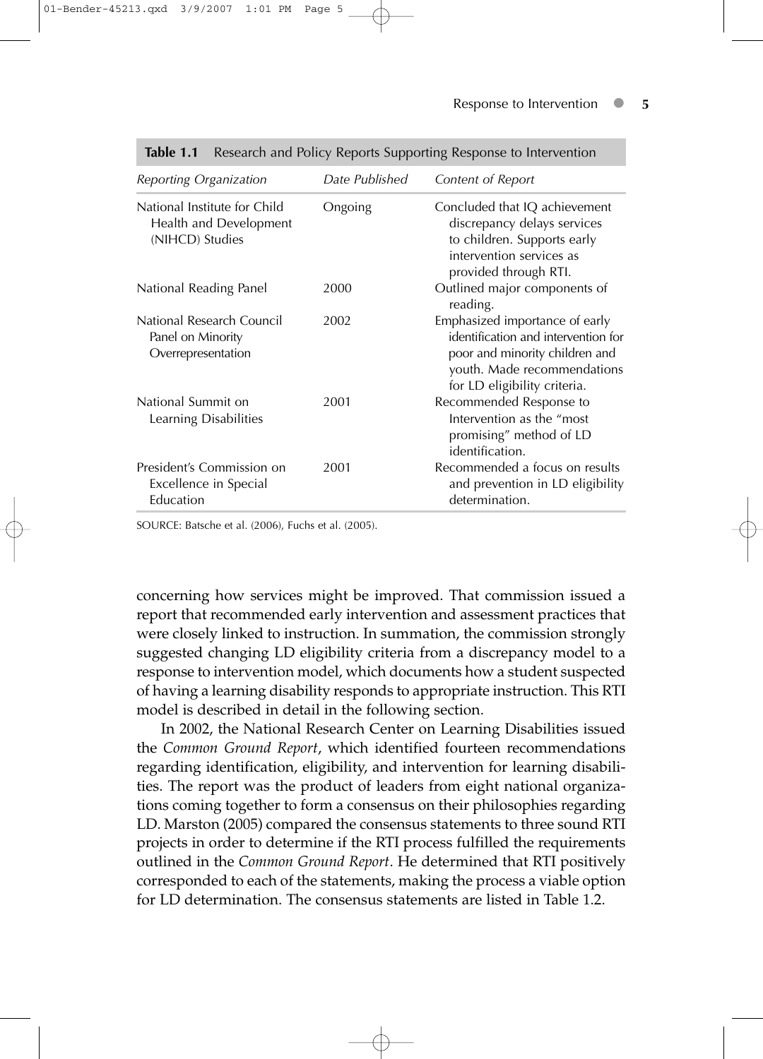**Table 1.1** Research and Policy Reports Supporting Response to Intervention

| *Reporting Organization* | *Date Published* | *Content of Report* |
|---|---|---|
| National Institute for Child Health and Development (NIHCD) Studies | Ongoing | Concluded that IQ achievement discrepancy delays services to children. Supports early intervention services as provided through RTI. |
| National Reading Panel | 2000 | Outlined major components of reading. |
| National Research Council Panel on Minority Overrepresentation | 2002 | Emphasized importance of early identification and intervention for poor and minority children and youth. Made recommendations for LD eligibility criteria. |
| National Summit on Learning Disabilities | 2001 | Recommended Response to Intervention as the "most promising" method of LD identification. |
| President's Commission on Excellence in Special Education | 2001 | Recommended a focus on results and prevention in LD eligibility determination. |

SOURCE: Batsche et al. (2006), Fuchs et al. (2005).

concerning how services might be improved. That commission issued a report that recommended early intervention and assessment practices that were closely linked to instruction. In summation, the commission strongly suggested changing LD eligibility criteria from a discrepancy model to a response to intervention model, which documents how a student suspected of having a learning disability responds to appropriate instruction. This RTI model is described in detail in the following section.

In 2002, the National Research Center on Learning Disabilities issued the *Common Ground Report*, which identified fourteen recommendations regarding identification, eligibility, and intervention for learning disabilities. The report was the product of leaders from eight national organizations coming together to form a consensus on their philosophies regarding LD. Marston (2005) compared the consensus statements to three sound RTI projects in order to determine if the RTI process fulfilled the requirements outlined in the *Common Ground Report*. He determined that RTI positively corresponded to each of the statements, making the process a viable option for LD determination. The consensus statements are listed in Table 1.2.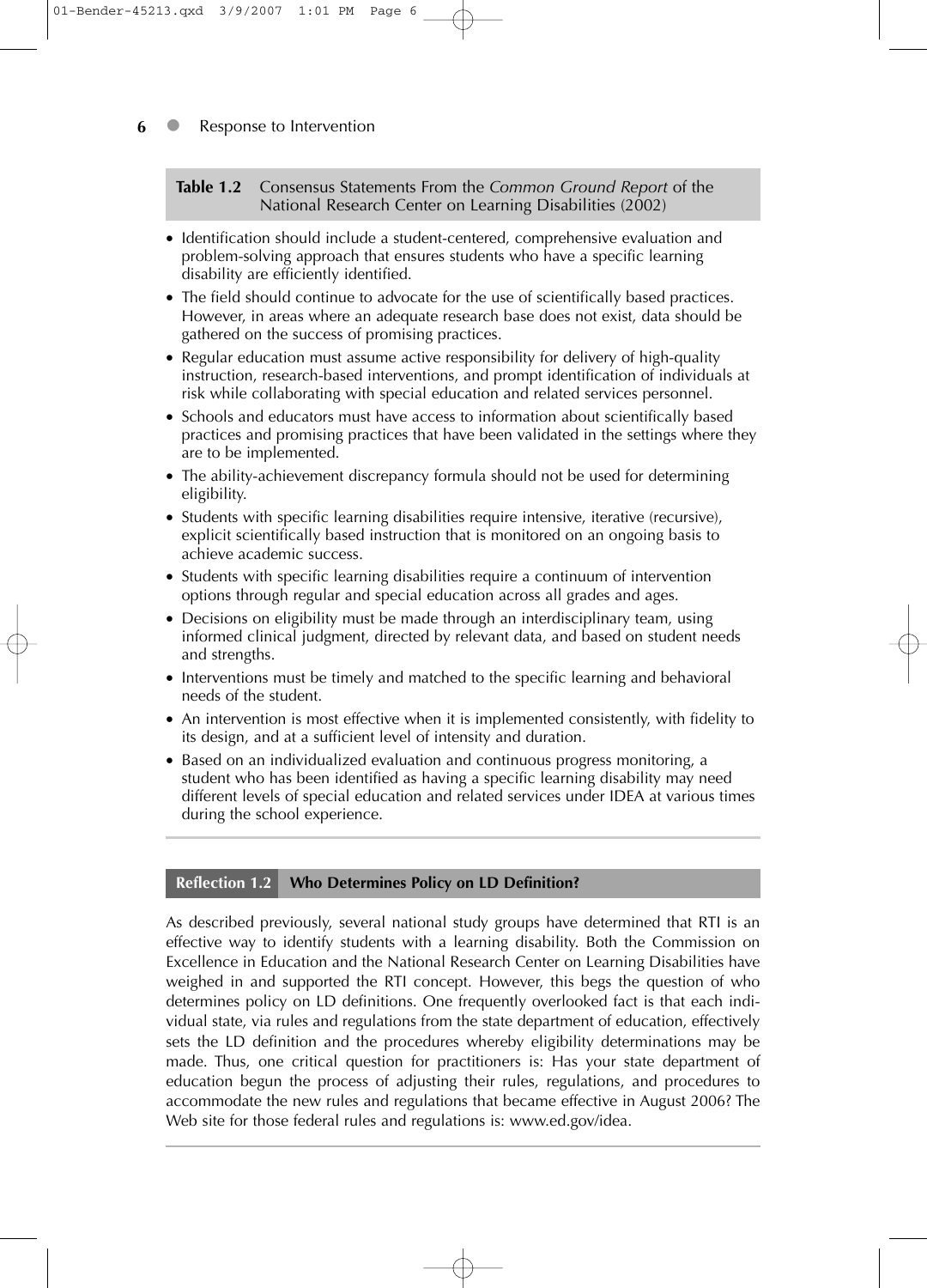**Table 1.2** Consensus Statements From the *Common Ground Report* of the National Research Center on Learning Disabilities (2002)

- Identification should include a student-centered, comprehensive evaluation and problem-solving approach that ensures students who have a specific learning disability are efficiently identified.
- The field should continue to advocate for the use of scientifically based practices. However, in areas where an adequate research base does not exist, data should be gathered on the success of promising practices.
- Regular education must assume active responsibility for delivery of high-quality instruction, research-based interventions, and prompt identification of individuals at risk while collaborating with special education and related services personnel.
- Schools and educators must have access to information about scientifically based practices and promising practices that have been validated in the settings where they are to be implemented.
- The ability-achievement discrepancy formula should not be used for determining eligibility.
- Students with specific learning disabilities require intensive, iterative (recursive), explicit scientifically based instruction that is monitored on an ongoing basis to achieve academic success.
- Students with specific learning disabilities require a continuum of intervention options through regular and special education across all grades and ages.
- Decisions on eligibility must be made through an interdisciplinary team, using informed clinical judgment, directed by relevant data, and based on student needs and strengths.
- Interventions must be timely and matched to the specific learning and behavioral needs of the student.
- An intervention is most effective when it is implemented consistently, with fidelity to its design, and at a sufficient level of intensity and duration.
- Based on an individualized evaluation and continuous progress monitoring, a student who has been identified as having a specific learning disability may need different levels of special education and related services under IDEA at various times during the school experience.

**Reflection 1.2 Who Determines Policy on LD Definition?**

As described previously, several national study groups have determined that RTI is an effective way to identify students with a learning disability. Both the Commission on Excellence in Education and the National Research Center on Learning Disabilities have weighed in and supported the RTI concept. However, this begs the question of who determines policy on LD definitions. One frequently overlooked fact is that each individual state, via rules and regulations from the state department of education, effectively sets the LD definition and the procedures whereby eligibility determinations may be made. Thus, one critical question for practitioners is: Has your state department of education begun the process of adjusting their rules, regulations, and procedures to accommodate the new rules and regulations that became effective in August 2006? The Web site for those federal rules and regulations is: www.ed.gov/idea.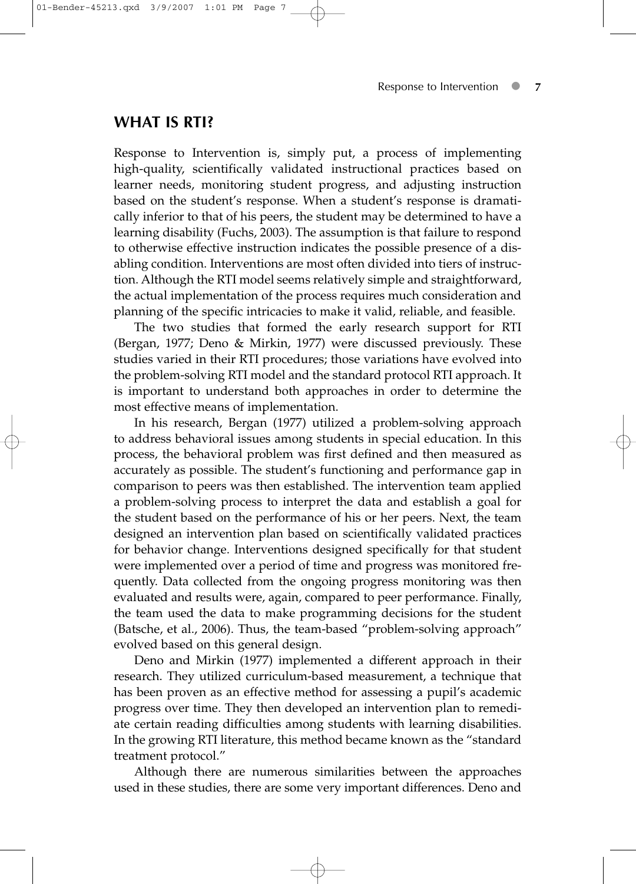## WHAT IS RTI?

Response to Intervention is, simply put, a process of implementing high-quality, scientifically validated instructional practices based on learner needs, monitoring student progress, and adjusting instruction based on the student's response. When a student's response is dramatically inferior to that of his peers, the student may be determined to have a learning disability (Fuchs, 2003). The assumption is that failure to respond to otherwise effective instruction indicates the possible presence of a disabling condition. Interventions are most often divided into tiers of instruction. Although the RTI model seems relatively simple and straightforward, the actual implementation of the process requires much consideration and planning of the specific intricacies to make it valid, reliable, and feasible.

The two studies that formed the early research support for RTI (Bergan, 1977; Deno & Mirkin, 1977) were discussed previously. These studies varied in their RTI procedures; those variations have evolved into the problem-solving RTI model and the standard protocol RTI approach. It is important to understand both approaches in order to determine the most effective means of implementation.

In his research, Bergan (1977) utilized a problem-solving approach to address behavioral issues among students in special education. In this process, the behavioral problem was first defined and then measured as accurately as possible. The student's functioning and performance gap in comparison to peers was then established. The intervention team applied a problem-solving process to interpret the data and establish a goal for the student based on the performance of his or her peers. Next, the team designed an intervention plan based on scientifically validated practices for behavior change. Interventions designed specifically for that student were implemented over a period of time and progress was monitored frequently. Data collected from the ongoing progress monitoring was then evaluated and results were, again, compared to peer performance. Finally, the team used the data to make programming decisions for the student (Batsche, et al., 2006). Thus, the team-based "problem-solving approach" evolved based on this general design.

Deno and Mirkin (1977) implemented a different approach in their research. They utilized curriculum-based measurement, a technique that has been proven as an effective method for assessing a pupil's academic progress over time. They then developed an intervention plan to remediate certain reading difficulties among students with learning disabilities. In the growing RTI literature, this method became known as the "standard treatment protocol."

Although there are numerous similarities between the approaches used in these studies, there are some very important differences. Deno and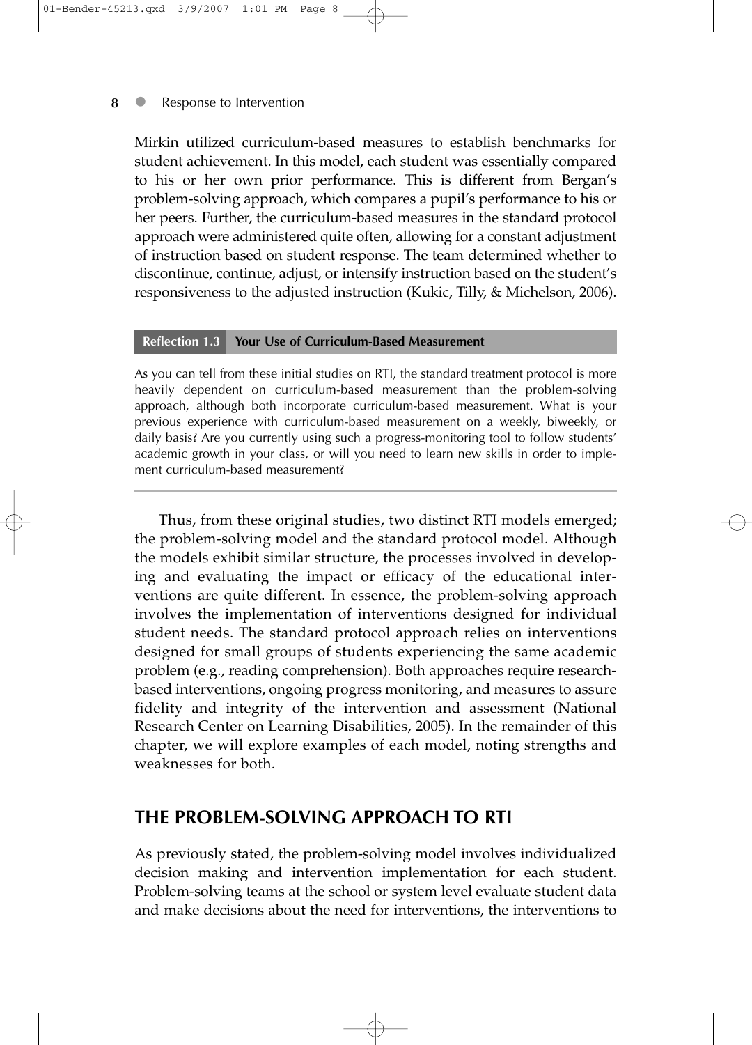Mirkin utilized curriculum-based measures to establish benchmarks for student achievement. In this model, each student was essentially compared to his or her own prior performance. This is different from Bergan's problem-solving approach, which compares a pupil's performance to his or her peers. Further, the curriculum-based measures in the standard protocol approach were administered quite often, allowing for a constant adjustment of instruction based on student response. The team determined whether to discontinue, continue, adjust, or intensify instruction based on the student's responsiveness to the adjusted instruction (Kukic, Tilly, & Michelson, 2006).

**Reflection 1.3 Your Use of Curriculum-Based Measurement**

As you can tell from these initial studies on RTI, the standard treatment protocol is more heavily dependent on curriculum-based measurement than the problem-solving approach, although both incorporate curriculum-based measurement. What is your previous experience with curriculum-based measurement on a weekly, biweekly, or daily basis? Are you currently using such a progress-monitoring tool to follow students' academic growth in your class, or will you need to learn new skills in order to implement curriculum-based measurement?

---

Thus, from these original studies, two distinct RTI models emerged; the problem-solving model and the standard protocol model. Although the models exhibit similar structure, the processes involved in developing and evaluating the impact or efficacy of the educational interventions are quite different. In essence, the problem-solving approach involves the implementation of interventions designed for individual student needs. The standard protocol approach relies on interventions designed for small groups of students experiencing the same academic problem (e.g., reading comprehension). Both approaches require research-based interventions, ongoing progress monitoring, and measures to assure fidelity and integrity of the intervention and assessment (National Research Center on Learning Disabilities, 2005). In the remainder of this chapter, we will explore examples of each model, noting strengths and weaknesses for both.

## THE PROBLEM-SOLVING APPROACH TO RTI

As previously stated, the problem-solving model involves individualized decision making and intervention implementation for each student. Problem-solving teams at the school or system level evaluate student data and make decisions about the need for interventions, the interventions to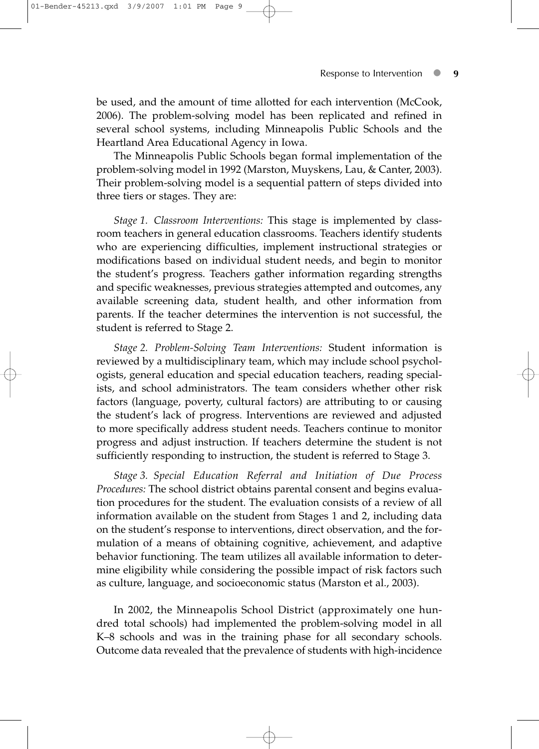be used, and the amount of time allotted for each intervention (McCook, 2006). The problem-solving model has been replicated and refined in several school systems, including Minneapolis Public Schools and the Heartland Area Educational Agency in Iowa.

The Minneapolis Public Schools began formal implementation of the problem-solving model in 1992 (Marston, Muyskens, Lau, & Canter, 2003). Their problem-solving model is a sequential pattern of steps divided into three tiers or stages. They are:

*Stage 1. Classroom Interventions:* This stage is implemented by classroom teachers in general education classrooms. Teachers identify students who are experiencing difficulties, implement instructional strategies or modifications based on individual student needs, and begin to monitor the student's progress. Teachers gather information regarding strengths and specific weaknesses, previous strategies attempted and outcomes, any available screening data, student health, and other information from parents. If the teacher determines the intervention is not successful, the student is referred to Stage 2.

*Stage 2. Problem-Solving Team Interventions:* Student information is reviewed by a multidisciplinary team, which may include school psychologists, general education and special education teachers, reading specialists, and school administrators. The team considers whether other risk factors (language, poverty, cultural factors) are attributing to or causing the student's lack of progress. Interventions are reviewed and adjusted to more specifically address student needs. Teachers continue to monitor progress and adjust instruction. If teachers determine the student is not sufficiently responding to instruction, the student is referred to Stage 3.

*Stage 3. Special Education Referral and Initiation of Due Process Procedures:* The school district obtains parental consent and begins evaluation procedures for the student. The evaluation consists of a review of all information available on the student from Stages 1 and 2, including data on the student's response to interventions, direct observation, and the formulation of a means of obtaining cognitive, achievement, and adaptive behavior functioning. The team utilizes all available information to determine eligibility while considering the possible impact of risk factors such as culture, language, and socioeconomic status (Marston et al., 2003).

In 2002, the Minneapolis School District (approximately one hundred total schools) had implemented the problem-solving model in all K–8 schools and was in the training phase for all secondary schools. Outcome data revealed that the prevalence of students with high-incidence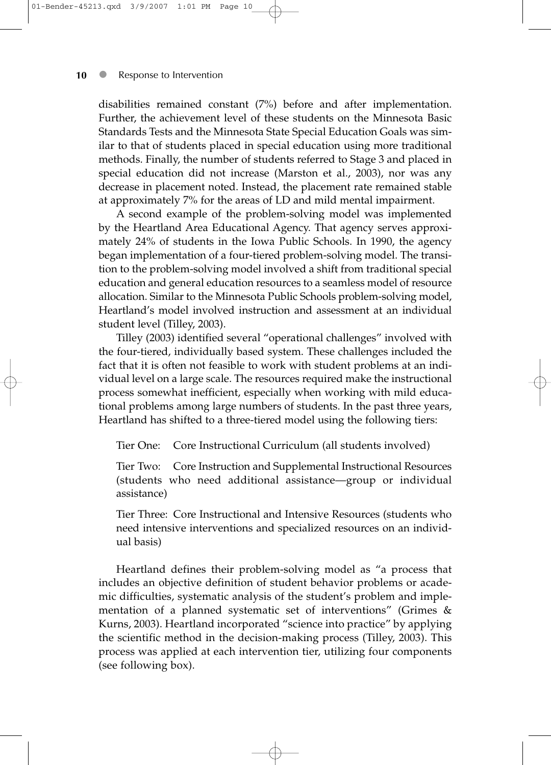disabilities remained constant (7%) before and after implementation. Further, the achievement level of these students on the Minnesota Basic Standards Tests and the Minnesota State Special Education Goals was similar to that of students placed in special education using more traditional methods. Finally, the number of students referred to Stage 3 and placed in special education did not increase (Marston et al., 2003), nor was any decrease in placement noted. Instead, the placement rate remained stable at approximately 7% for the areas of LD and mild mental impairment.

A second example of the problem-solving model was implemented by the Heartland Area Educational Agency. That agency serves approximately 24% of students in the Iowa Public Schools. In 1990, the agency began implementation of a four-tiered problem-solving model. The transition to the problem-solving model involved a shift from traditional special education and general education resources to a seamless model of resource allocation. Similar to the Minnesota Public Schools problem-solving model, Heartland's model involved instruction and assessment at an individual student level (Tilley, 2003).

Tilley (2003) identified several "operational challenges" involved with the four-tiered, individually based system. These challenges included the fact that it is often not feasible to work with student problems at an individual level on a large scale. The resources required make the instructional process somewhat inefficient, especially when working with mild educational problems among large numbers of students. In the past three years, Heartland has shifted to a three-tiered model using the following tiers:

Tier One: Core Instructional Curriculum (all students involved)

Tier Two: Core Instruction and Supplemental Instructional Resources (students who need additional assistance—group or individual assistance)

Tier Three: Core Instructional and Intensive Resources (students who need intensive interventions and specialized resources on an individual basis)

Heartland defines their problem-solving model as "a process that includes an objective definition of student behavior problems or academic difficulties, systematic analysis of the student's problem and implementation of a planned systematic set of interventions" (Grimes & Kurns, 2003). Heartland incorporated "science into practice" by applying the scientific method in the decision-making process (Tilley, 2003). This process was applied at each intervention tier, utilizing four components (see following box).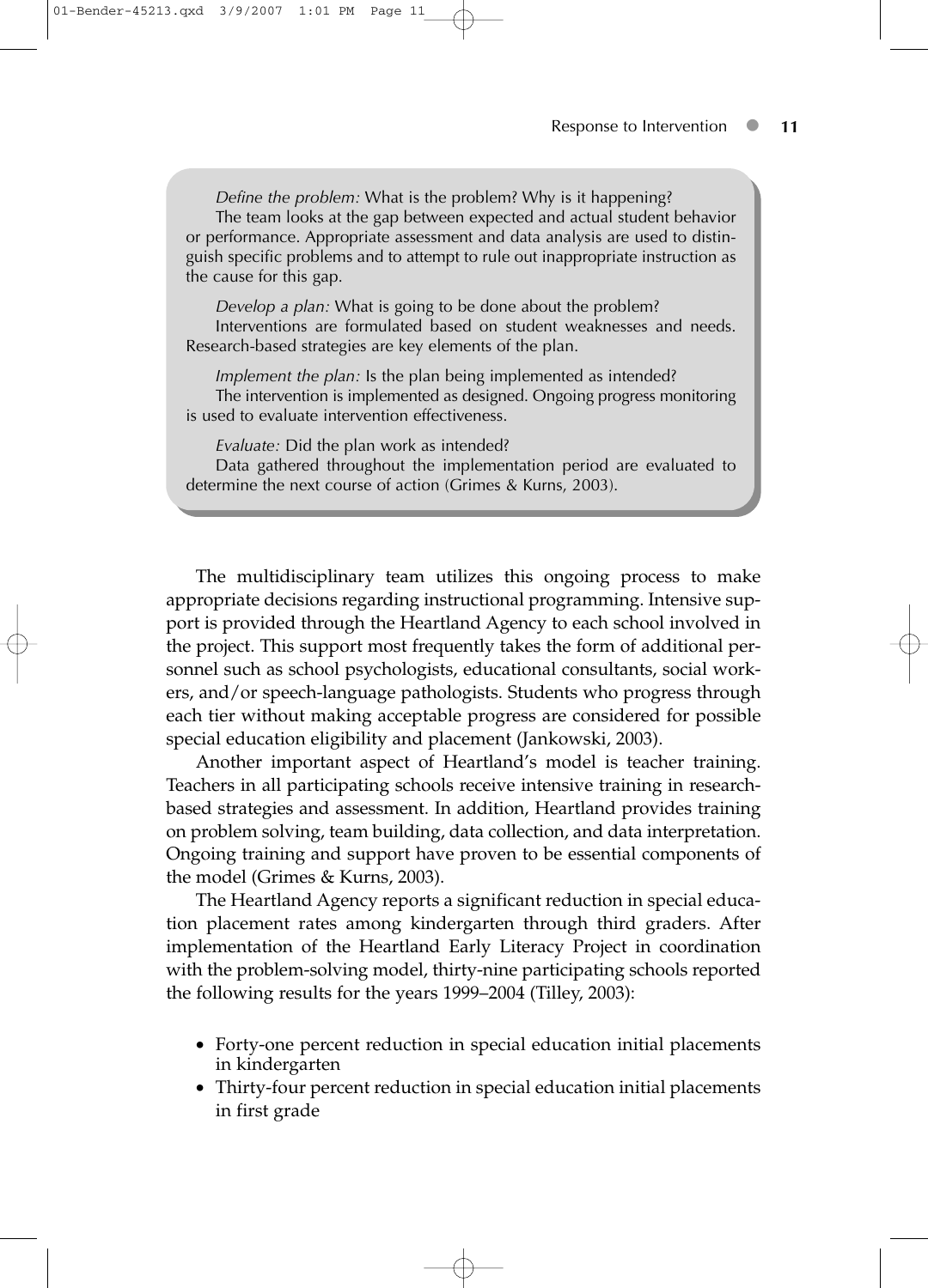*Define the problem:* What is the problem? Why is it happening?

The team looks at the gap between expected and actual student behavior or performance. Appropriate assessment and data analysis are used to distinguish specific problems and to attempt to rule out inappropriate instruction as the cause for this gap.

*Develop a plan:* What is going to be done about the problem?

Interventions are formulated based on student weaknesses and needs. Research-based strategies are key elements of the plan.

*Implement the plan:* Is the plan being implemented as intended?

The intervention is implemented as designed. Ongoing progress monitoring is used to evaluate intervention effectiveness.

*Evaluate:* Did the plan work as intended?

Data gathered throughout the implementation period are evaluated to determine the next course of action (Grimes & Kurns, 2003).

The multidisciplinary team utilizes this ongoing process to make appropriate decisions regarding instructional programming. Intensive support is provided through the Heartland Agency to each school involved in the project. This support most frequently takes the form of additional personnel such as school psychologists, educational consultants, social workers, and/or speech-language pathologists. Students who progress through each tier without making acceptable progress are considered for possible special education eligibility and placement (Jankowski, 2003).

Another important aspect of Heartland's model is teacher training. Teachers in all participating schools receive intensive training in research-based strategies and assessment. In addition, Heartland provides training on problem solving, team building, data collection, and data interpretation. Ongoing training and support have proven to be essential components of the model (Grimes & Kurns, 2003).

The Heartland Agency reports a significant reduction in special education placement rates among kindergarten through third graders. After implementation of the Heartland Early Literacy Project in coordination with the problem-solving model, thirty-nine participating schools reported the following results for the years 1999–2004 (Tilley, 2003):

- Forty-one percent reduction in special education initial placements in kindergarten
- Thirty-four percent reduction in special education initial placements in first grade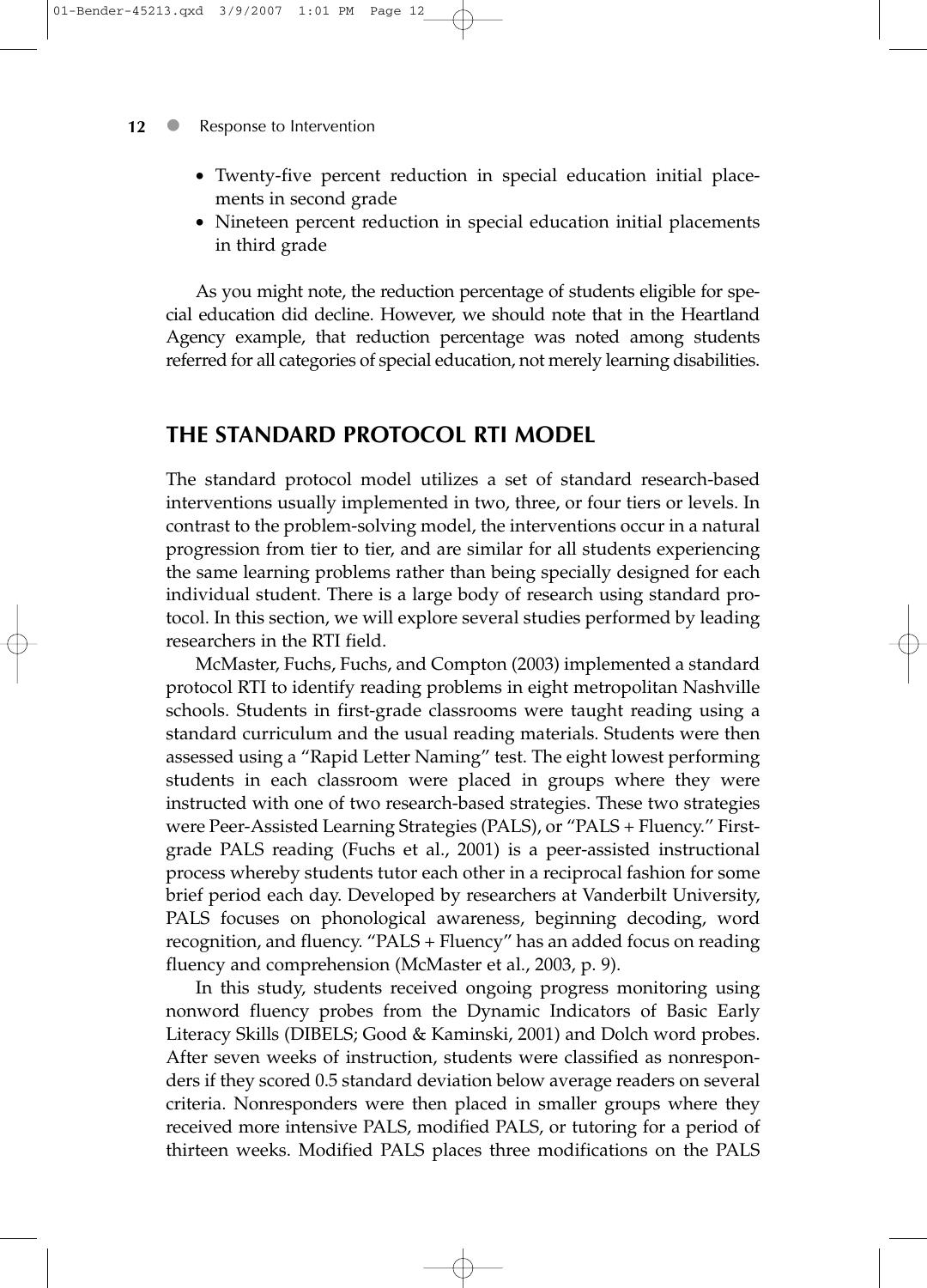- Twenty-five percent reduction in special education initial placements in second grade
- Nineteen percent reduction in special education initial placements in third grade

As you might note, the reduction percentage of students eligible for special education did decline. However, we should note that in the Heartland Agency example, that reduction percentage was noted among students referred for all categories of special education, not merely learning disabilities.

## THE STANDARD PROTOCOL RTI MODEL

The standard protocol model utilizes a set of standard research-based interventions usually implemented in two, three, or four tiers or levels. In contrast to the problem-solving model, the interventions occur in a natural progression from tier to tier, and are similar for all students experiencing the same learning problems rather than being specially designed for each individual student. There is a large body of research using standard protocol. In this section, we will explore several studies performed by leading researchers in the RTI field.

McMaster, Fuchs, Fuchs, and Compton (2003) implemented a standard protocol RTI to identify reading problems in eight metropolitan Nashville schools. Students in first-grade classrooms were taught reading using a standard curriculum and the usual reading materials. Students were then assessed using a "Rapid Letter Naming" test. The eight lowest performing students in each classroom were placed in groups where they were instructed with one of two research-based strategies. These two strategies were Peer-Assisted Learning Strategies (PALS), or "PALS + Fluency." First-grade PALS reading (Fuchs et al., 2001) is a peer-assisted instructional process whereby students tutor each other in a reciprocal fashion for some brief period each day. Developed by researchers at Vanderbilt University, PALS focuses on phonological awareness, beginning decoding, word recognition, and fluency. "PALS + Fluency" has an added focus on reading fluency and comprehension (McMaster et al., 2003, p. 9).

In this study, students received ongoing progress monitoring using nonword fluency probes from the Dynamic Indicators of Basic Early Literacy Skills (DIBELS; Good & Kaminski, 2001) and Dolch word probes. After seven weeks of instruction, students were classified as nonresponders if they scored 0.5 standard deviation below average readers on several criteria. Nonresponders were then placed in smaller groups where they received more intensive PALS, modified PALS, or tutoring for a period of thirteen weeks. Modified PALS places three modifications on the PALS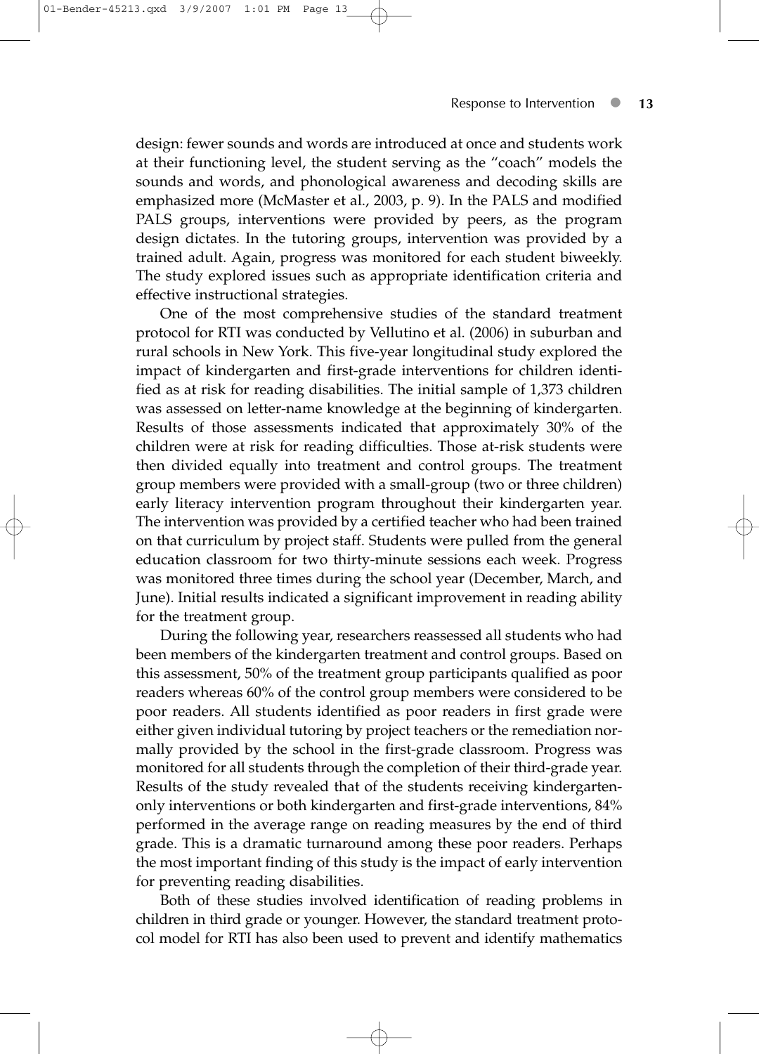design: fewer sounds and words are introduced at once and students work at their functioning level, the student serving as the "coach" models the sounds and words, and phonological awareness and decoding skills are emphasized more (McMaster et al., 2003, p. 9). In the PALS and modified PALS groups, interventions were provided by peers, as the program design dictates. In the tutoring groups, intervention was provided by a trained adult. Again, progress was monitored for each student biweekly. The study explored issues such as appropriate identification criteria and effective instructional strategies.

One of the most comprehensive studies of the standard treatment protocol for RTI was conducted by Vellutino et al. (2006) in suburban and rural schools in New York. This five-year longitudinal study explored the impact of kindergarten and first-grade interventions for children identified as at risk for reading disabilities. The initial sample of 1,373 children was assessed on letter-name knowledge at the beginning of kindergarten. Results of those assessments indicated that approximately 30% of the children were at risk for reading difficulties. Those at-risk students were then divided equally into treatment and control groups. The treatment group members were provided with a small-group (two or three children) early literacy intervention program throughout their kindergarten year. The intervention was provided by a certified teacher who had been trained on that curriculum by project staff. Students were pulled from the general education classroom for two thirty-minute sessions each week. Progress was monitored three times during the school year (December, March, and June). Initial results indicated a significant improvement in reading ability for the treatment group.

During the following year, researchers reassessed all students who had been members of the kindergarten treatment and control groups. Based on this assessment, 50% of the treatment group participants qualified as poor readers whereas 60% of the control group members were considered to be poor readers. All students identified as poor readers in first grade were either given individual tutoring by project teachers or the remediation normally provided by the school in the first-grade classroom. Progress was monitored for all students through the completion of their third-grade year. Results of the study revealed that of the students receiving kindergarten-only interventions or both kindergarten and first-grade interventions, 84% performed in the average range on reading measures by the end of third grade. This is a dramatic turnaround among these poor readers. Perhaps the most important finding of this study is the impact of early intervention for preventing reading disabilities.

Both of these studies involved identification of reading problems in children in third grade or younger. However, the standard treatment protocol model for RTI has also been used to prevent and identify mathematics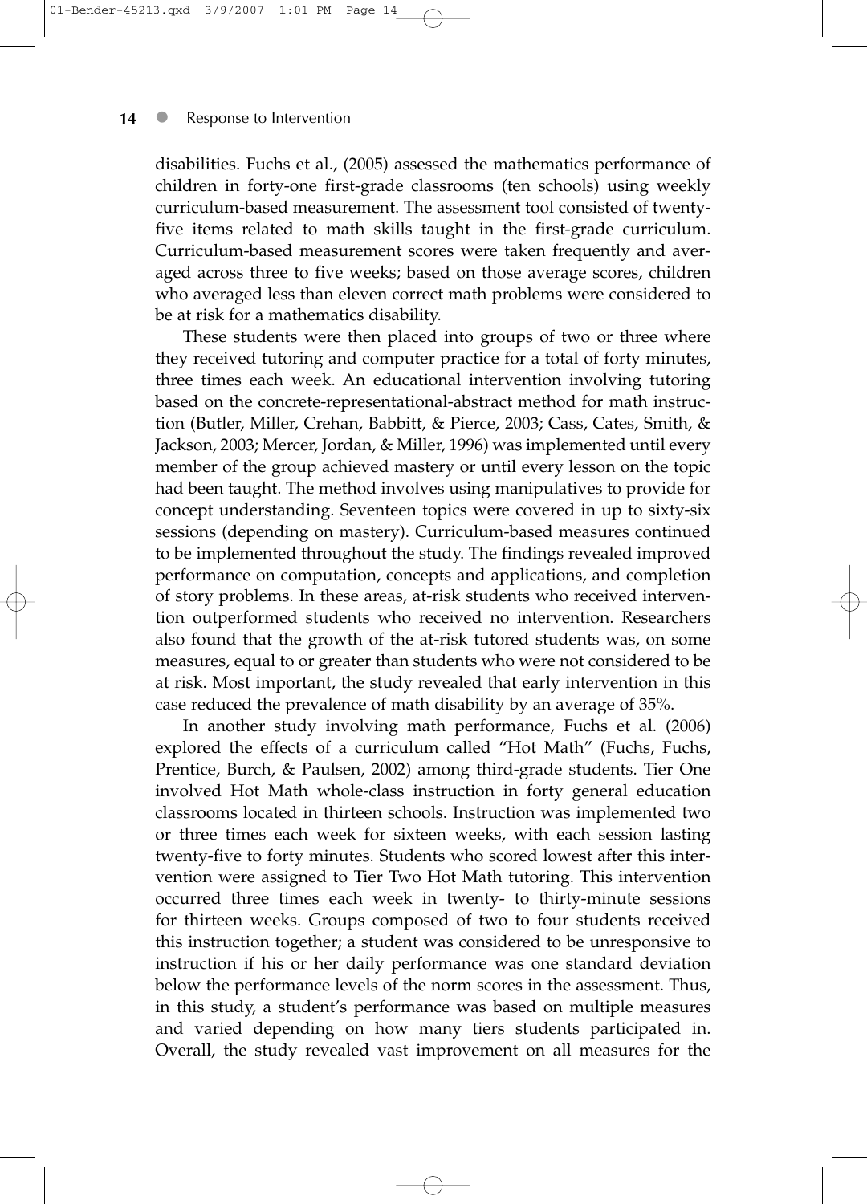disabilities. Fuchs et al., (2005) assessed the mathematics performance of children in forty-one first-grade classrooms (ten schools) using weekly curriculum-based measurement. The assessment tool consisted of twenty-five items related to math skills taught in the first-grade curriculum. Curriculum-based measurement scores were taken frequently and averaged across three to five weeks; based on those average scores, children who averaged less than eleven correct math problems were considered to be at risk for a mathematics disability.

These students were then placed into groups of two or three where they received tutoring and computer practice for a total of forty minutes, three times each week. An educational intervention involving tutoring based on the concrete-representational-abstract method for math instruction (Butler, Miller, Crehan, Babbitt, & Pierce, 2003; Cass, Cates, Smith, & Jackson, 2003; Mercer, Jordan, & Miller, 1996) was implemented until every member of the group achieved mastery or until every lesson on the topic had been taught. The method involves using manipulatives to provide for concept understanding. Seventeen topics were covered in up to sixty-six sessions (depending on mastery). Curriculum-based measures continued to be implemented throughout the study. The findings revealed improved performance on computation, concepts and applications, and completion of story problems. In these areas, at-risk students who received intervention outperformed students who received no intervention. Researchers also found that the growth of the at-risk tutored students was, on some measures, equal to or greater than students who were not considered to be at risk. Most important, the study revealed that early intervention in this case reduced the prevalence of math disability by an average of 35%.

In another study involving math performance, Fuchs et al. (2006) explored the effects of a curriculum called "Hot Math" (Fuchs, Fuchs, Prentice, Burch, & Paulsen, 2002) among third-grade students. Tier One involved Hot Math whole-class instruction in forty general education classrooms located in thirteen schools. Instruction was implemented two or three times each week for sixteen weeks, with each session lasting twenty-five to forty minutes. Students who scored lowest after this intervention were assigned to Tier Two Hot Math tutoring. This intervention occurred three times each week in twenty- to thirty-minute sessions for thirteen weeks. Groups composed of two to four students received this instruction together; a student was considered to be unresponsive to instruction if his or her daily performance was one standard deviation below the performance levels of the norm scores in the assessment. Thus, in this study, a student's performance was based on multiple measures and varied depending on how many tiers students participated in. Overall, the study revealed vast improvement on all measures for the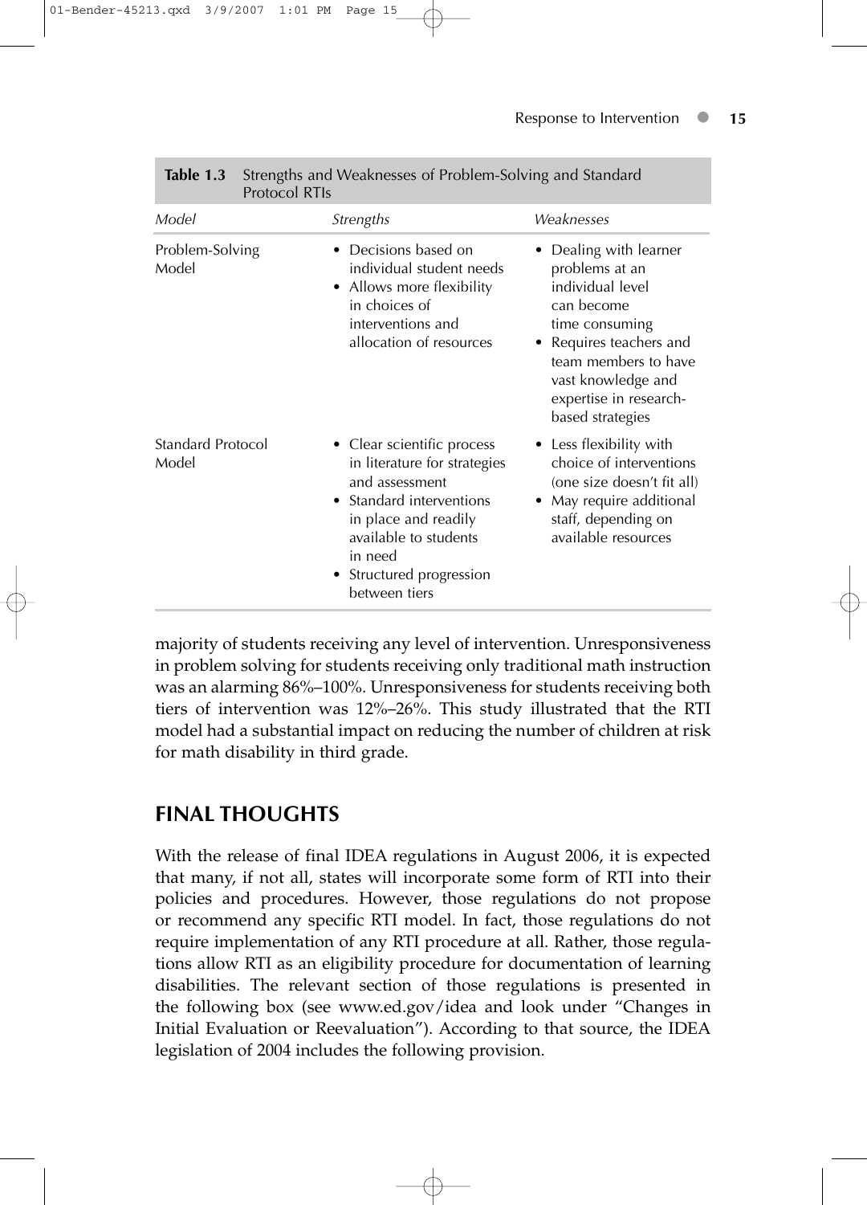**Table 1.3** Strengths and Weaknesses of Problem-Solving and Standard Protocol RTIs

| *Model* | *Strengths* | *Weaknesses* |
| --- | --- | --- |
| Problem-Solving Model | • Decisions based on individual student needs<br>• Allows more flexibility in choices of interventions and allocation of resources | • Dealing with learner problems at an individual level can become time consuming<br>• Requires teachers and team members to have vast knowledge and expertise in research-based strategies |
| Standard Protocol Model | • Clear scientific process in literature for strategies and assessment<br>• Standard interventions in place and readily available to students in need<br>• Structured progression between tiers | • Less flexibility with choice of interventions (one size doesn't fit all)<br>• May require additional staff, depending on available resources |

majority of students receiving any level of intervention. Unresponsiveness in problem solving for students receiving only traditional math instruction was an alarming 86%–100%. Unresponsiveness for students receiving both tiers of intervention was 12%–26%. This study illustrated that the RTI model had a substantial impact on reducing the number of children at risk for math disability in third grade.

## FINAL THOUGHTS

With the release of final IDEA regulations in August 2006, it is expected that many, if not all, states will incorporate some form of RTI into their policies and procedures. However, those regulations do not propose or recommend any specific RTI model. In fact, those regulations do not require implementation of any RTI procedure at all. Rather, those regulations allow RTI as an eligibility procedure for documentation of learning disabilities. The relevant section of those regulations is presented in the following box (see www.ed.gov/idea and look under "Changes in Initial Evaluation or Reevaluation"). According to that source, the IDEA legislation of 2004 includes the following provision.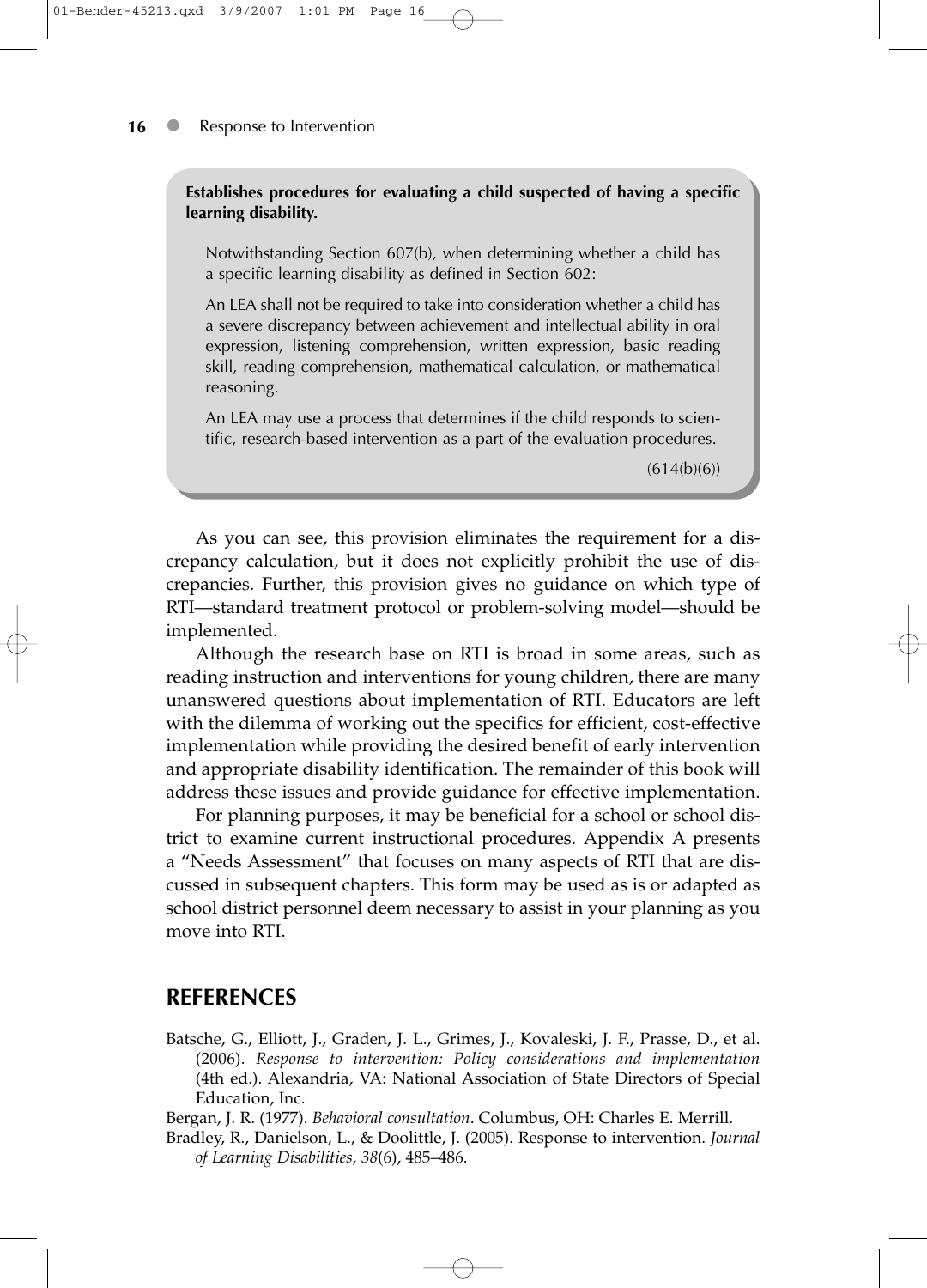**Establishes procedures for evaluating a child suspected of having a specific learning disability.**

> Notwithstanding Section 607(b), when determining whether a child has a specific learning disability as defined in Section 602:
>
> An LEA shall not be required to take into consideration whether a child has a severe discrepancy between achievement and intellectual ability in oral expression, listening comprehension, written expression, basic reading skill, reading comprehension, mathematical calculation, or mathematical reasoning.
>
> An LEA may use a process that determines if the child responds to scientific, research-based intervention as a part of the evaluation procedures.
>
> (614(b)(6))

As you can see, this provision eliminates the requirement for a discrepancy calculation, but it does not explicitly prohibit the use of discrepancies. Further, this provision gives no guidance on which type of RTI—standard treatment protocol or problem-solving model—should be implemented.

Although the research base on RTI is broad in some areas, such as reading instruction and interventions for young children, there are many unanswered questions about implementation of RTI. Educators are left with the dilemma of working out the specifics for efficient, cost-effective implementation while providing the desired benefit of early intervention and appropriate disability identification. The remainder of this book will address these issues and provide guidance for effective implementation.

For planning purposes, it may be beneficial for a school or school district to examine current instructional procedures. Appendix A presents a "Needs Assessment" that focuses on many aspects of RTI that are discussed in subsequent chapters. This form may be used as is or adapted as school district personnel deem necessary to assist in your planning as you move into RTI.

## REFERENCES

Batsche, G., Elliott, J., Graden, J. L., Grimes, J., Kovaleski, J. F., Prasse, D., et al. (2006). *Response to intervention: Policy considerations and implementation* (4th ed.). Alexandria, VA: National Association of State Directors of Special Education, Inc.

Bergan, J. R. (1977). *Behavioral consultation*. Columbus, OH: Charles E. Merrill.

Bradley, R., Danielson, L., & Doolittle, J. (2005). Response to intervention. *Journal of Learning Disabilities, 38*(6), 485–486.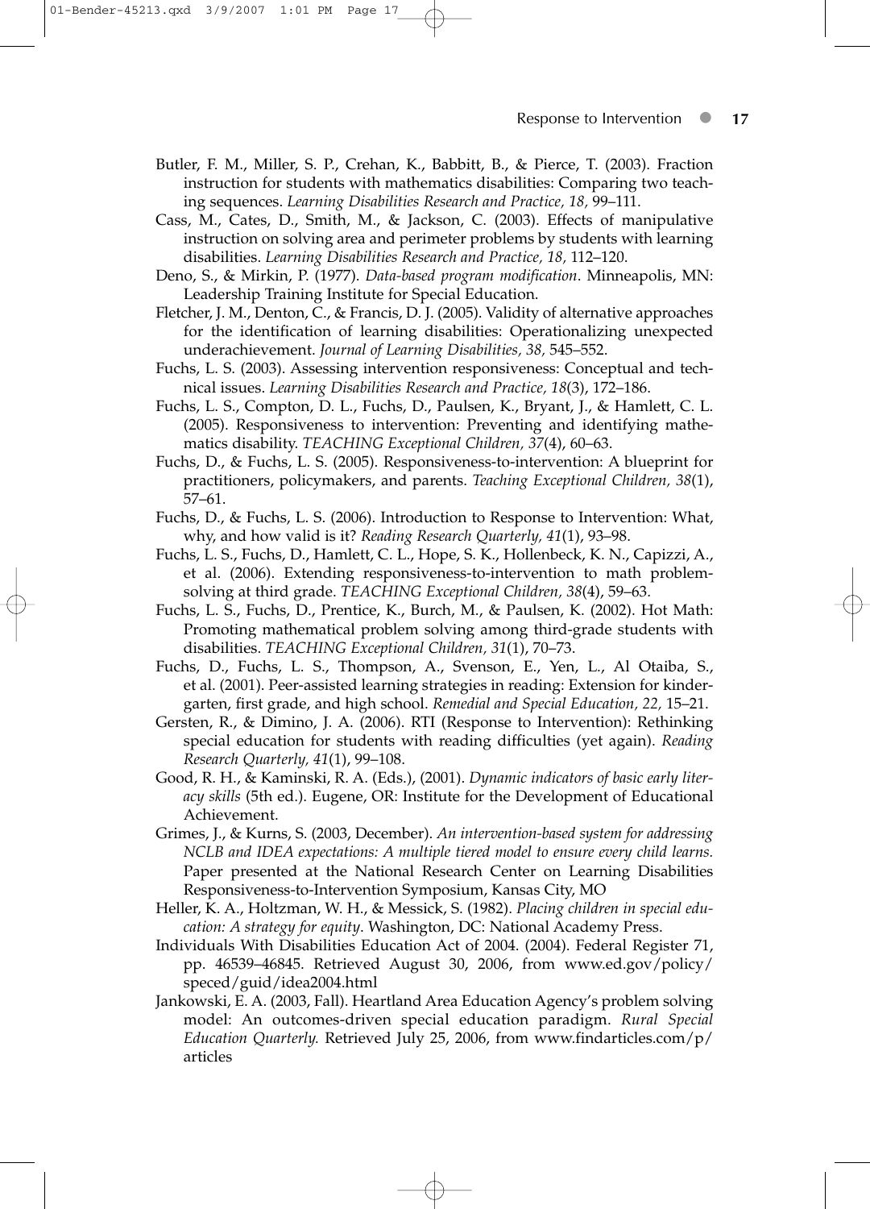Butler, F. M., Miller, S. P., Crehan, K., Babbitt, B., & Pierce, T. (2003). Fraction instruction for students with mathematics disabilities: Comparing two teaching sequences. *Learning Disabilities Research and Practice, 18,* 99–111.

Cass, M., Cates, D., Smith, M., & Jackson, C. (2003). Effects of manipulative instruction on solving area and perimeter problems by students with learning disabilities. *Learning Disabilities Research and Practice, 18,* 112–120.

Deno, S., & Mirkin, P. (1977). *Data-based program modification*. Minneapolis, MN: Leadership Training Institute for Special Education.

Fletcher, J. M., Denton, C., & Francis, D. J. (2005). Validity of alternative approaches for the identification of learning disabilities: Operationalizing unexpected underachievement. *Journal of Learning Disabilities, 38,* 545–552.

Fuchs, L. S. (2003). Assessing intervention responsiveness: Conceptual and technical issues. *Learning Disabilities Research and Practice, 18*(3), 172–186.

Fuchs, L. S., Compton, D. L., Fuchs, D., Paulsen, K., Bryant, J., & Hamlett, C. L. (2005). Responsiveness to intervention: Preventing and identifying mathematics disability. *TEACHING Exceptional Children, 37*(4), 60–63.

Fuchs, D., & Fuchs, L. S. (2005). Responsiveness-to-intervention: A blueprint for practitioners, policymakers, and parents. *Teaching Exceptional Children, 38*(1), 57–61.

Fuchs, D., & Fuchs, L. S. (2006). Introduction to Response to Intervention: What, why, and how valid is it? *Reading Research Quarterly, 41*(1), 93–98.

Fuchs, L. S., Fuchs, D., Hamlett, C. L., Hope, S. K., Hollenbeck, K. N., Capizzi, A., et al. (2006). Extending responsiveness-to-intervention to math problem-solving at third grade. *TEACHING Exceptional Children, 38*(4), 59–63.

Fuchs, L. S., Fuchs, D., Prentice, K., Burch, M., & Paulsen, K. (2002). Hot Math: Promoting mathematical problem solving among third-grade students with disabilities. *TEACHING Exceptional Children, 31*(1), 70–73.

Fuchs, D., Fuchs, L. S., Thompson, A., Svenson, E., Yen, L., Al Otaiba, S., et al. (2001). Peer-assisted learning strategies in reading: Extension for kindergarten, first grade, and high school. *Remedial and Special Education, 22,* 15–21.

Gersten, R., & Dimino, J. A. (2006). RTI (Response to Intervention): Rethinking special education for students with reading difficulties (yet again). *Reading Research Quarterly, 41*(1), 99–108.

Good, R. H., & Kaminski, R. A. (Eds.), (2001). *Dynamic indicators of basic early literacy skills* (5th ed.). Eugene, OR: Institute for the Development of Educational Achievement.

Grimes, J., & Kurns, S. (2003, December). *An intervention-based system for addressing NCLB and IDEA expectations: A multiple tiered model to ensure every child learns.* Paper presented at the National Research Center on Learning Disabilities Responsiveness-to-Intervention Symposium, Kansas City, MO

Heller, K. A., Holtzman, W. H., & Messick, S. (1982). *Placing children in special education: A strategy for equity*. Washington, DC: National Academy Press.

Individuals With Disabilities Education Act of 2004. (2004). Federal Register 71, pp. 46539–46845. Retrieved August 30, 2006, from www.ed.gov/policy/speced/guid/idea2004.html

Jankowski, E. A. (2003, Fall). Heartland Area Education Agency's problem solving model: An outcomes-driven special education paradigm. *Rural Special Education Quarterly.* Retrieved July 25, 2006, from www.findarticles.com/p/articles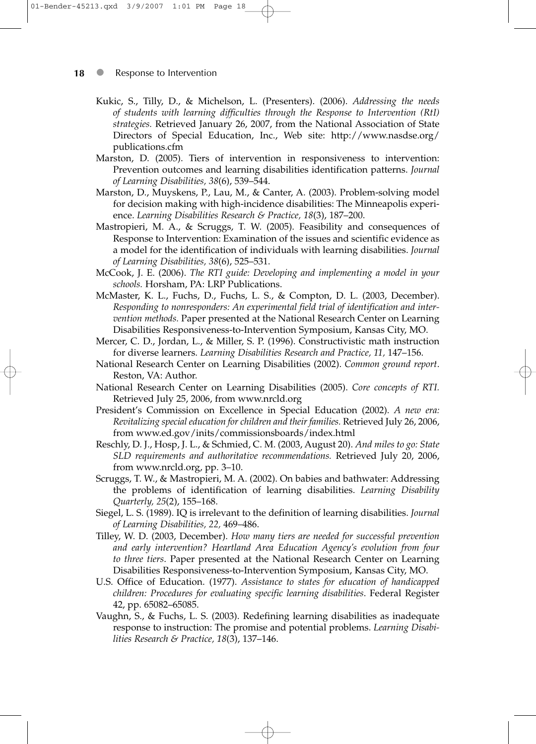Kukic, S., Tilly, D., & Michelson, L. (Presenters). (2006). *Addressing the needs of students with learning difficulties through the Response to Intervention (RtI) strategies.* Retrieved January 26, 2007, from the National Association of State Directors of Special Education, Inc., Web site: http://www.nasdse.org/publications.cfm

Marston, D. (2005). Tiers of intervention in responsiveness to intervention: Prevention outcomes and learning disabilities identification patterns. *Journal of Learning Disabilities, 38*(6), 539–544.

Marston, D., Muyskens, P., Lau, M., & Canter, A. (2003). Problem-solving model for decision making with high-incidence disabilities: The Minneapolis experience. *Learning Disabilities Research & Practice, 18*(3), 187–200.

Mastropieri, M. A., & Scruggs, T. W. (2005). Feasibility and consequences of Response to Intervention: Examination of the issues and scientific evidence as a model for the identification of individuals with learning disabilities. *Journal of Learning Disabilities, 38*(6), 525–531.

McCook, J. E. (2006). *The RTI guide: Developing and implementing a model in your schools.* Horsham, PA: LRP Publications.

McMaster, K. L., Fuchs, D., Fuchs, L. S., & Compton, D. L. (2003, December). *Responding to nonresponders: An experimental field trial of identification and intervention methods.* Paper presented at the National Research Center on Learning Disabilities Responsiveness-to-Intervention Symposium, Kansas City, MO.

Mercer, C. D., Jordan, L., & Miller, S. P. (1996). Constructivistic math instruction for diverse learners. *Learning Disabilities Research and Practice, 11,* 147–156.

National Research Center on Learning Disabilities (2002). *Common ground report*. Reston, VA: Author.

National Research Center on Learning Disabilities (2005). *Core concepts of RTI.* Retrieved July 25, 2006, from www.nrcld.org

President's Commission on Excellence in Special Education (2002). *A new era: Revitalizing special education for children and their families.* Retrieved July 26, 2006, from www.ed.gov/inits/commissionsboards/index.html

Reschly, D. J., Hosp, J. L., & Schmied, C. M. (2003, August 20). *And miles to go: State SLD requirements and authoritative recommendations.* Retrieved July 20, 2006, from www.nrcld.org, pp. 3–10.

Scruggs, T. W., & Mastropieri, M. A. (2002). On babies and bathwater: Addressing the problems of identification of learning disabilities. *Learning Disability Quarterly, 25*(2), 155–168.

Siegel, L. S. (1989). IQ is irrelevant to the definition of learning disabilities. *Journal of Learning Disabilities, 22,* 469–486.

Tilley, W. D. (2003, December). *How many tiers are needed for successful prevention and early intervention? Heartland Area Education Agency's evolution from four to three tiers*. Paper presented at the National Research Center on Learning Disabilities Responsiveness-to-Intervention Symposium, Kansas City, MO.

U.S. Office of Education. (1977). *Assistance to states for education of handicapped children: Procedures for evaluating specific learning disabilities*. Federal Register 42, pp. 65082–65085.

Vaughn, S., & Fuchs, L. S. (2003). Redefining learning disabilities as inadequate response to instruction: The promise and potential problems. *Learning Disabilities Research & Practice, 18*(3), 137–146.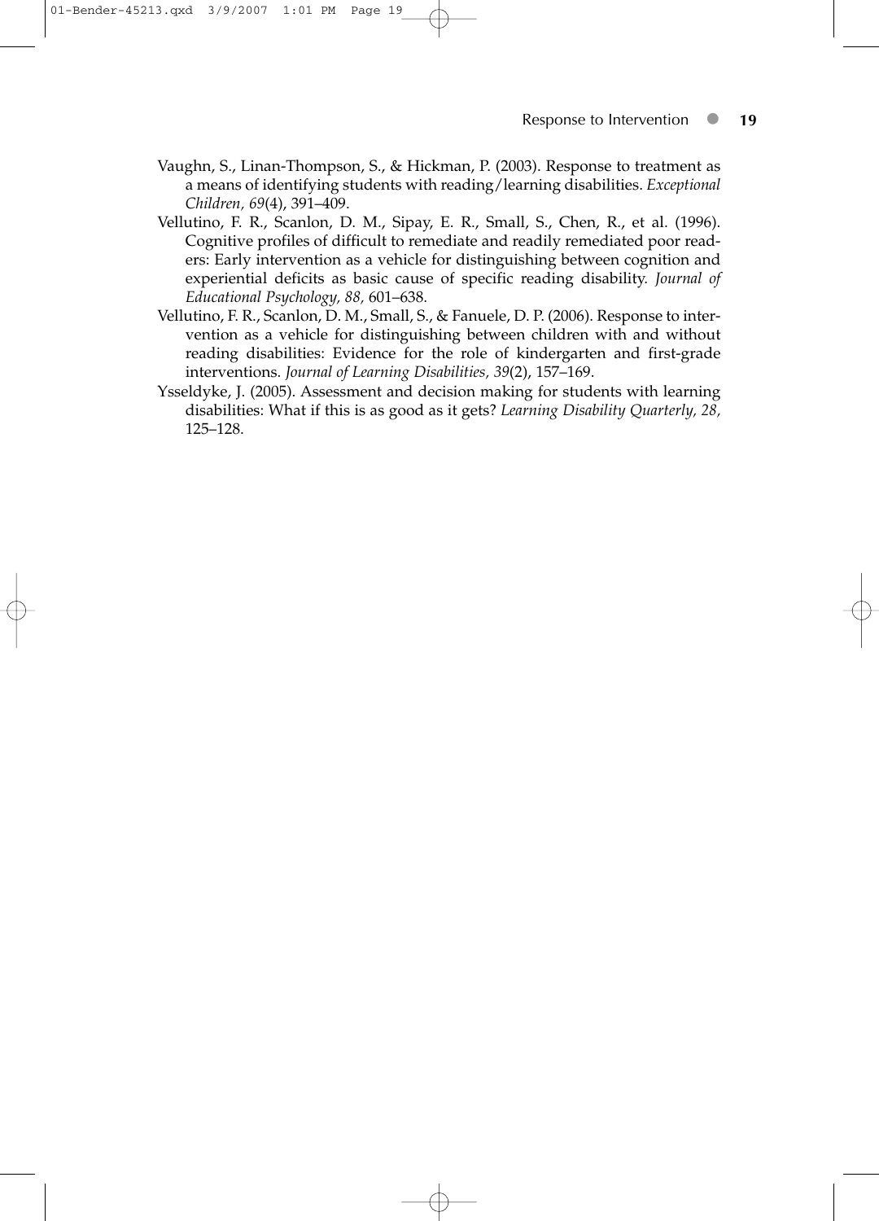Vaughn, S., Linan-Thompson, S., & Hickman, P. (2003). Response to treatment as a means of identifying students with reading/learning disabilities. *Exceptional Children, 69*(4), 391–409.

Vellutino, F. R., Scanlon, D. M., Sipay, E. R., Small, S., Chen, R., et al. (1996). Cognitive profiles of difficult to remediate and readily remediated poor readers: Early intervention as a vehicle for distinguishing between cognition and experiential deficits as basic cause of specific reading disability. *Journal of Educational Psychology, 88,* 601–638.

Vellutino, F. R., Scanlon, D. M., Small, S., & Fanuele, D. P. (2006). Response to intervention as a vehicle for distinguishing between children with and without reading disabilities: Evidence for the role of kindergarten and first-grade interventions. *Journal of Learning Disabilities, 39*(2), 157–169.

Ysseldyke, J. (2005). Assessment and decision making for students with learning disabilities: What if this is as good as it gets? *Learning Disability Quarterly, 28,* 125–128.